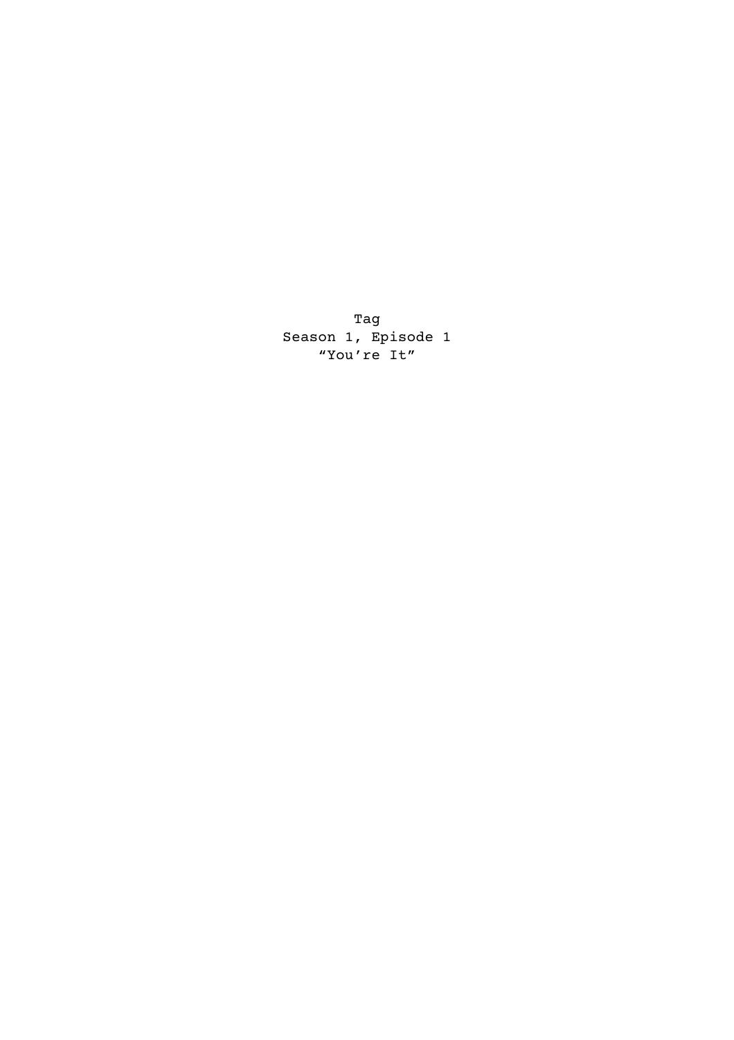Tag

Season 1, Episode 1

“You’re It”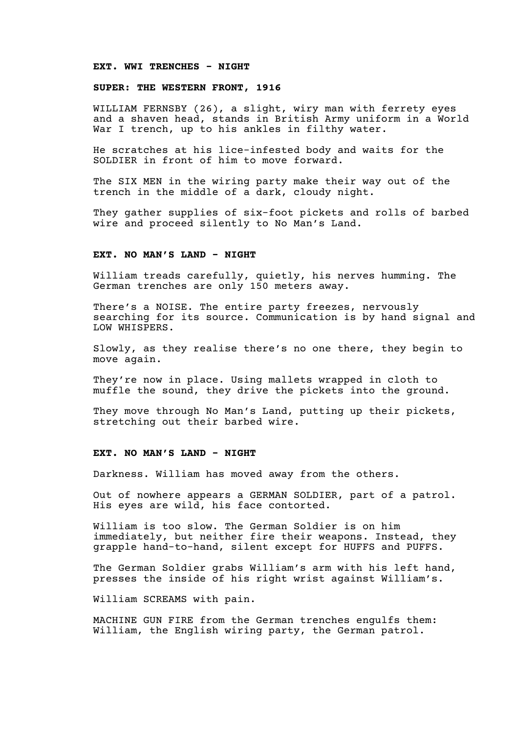**EXT. WWI TRENCHES - NIGHT**

**SUPER: THE WESTERN FRONT, 1916**

WILLIAM FERNSBY (26), a slight, wiry man with ferrety eyes and a shaven head, stands in British Army uniform in a World War I trench, up to his ankles in filthy water.

He scratches at his lice-infested body and waits for the SOLDIER in front of him to move forward.

The SIX MEN in the wiring party make their way out of the trench in the middle of a dark, cloudy night.

They gather supplies of six-foot pickets and rolls of barbed wire and proceed silently to No Man's Land.

**EXT. NO MAN'S LAND - NIGHT**

William treads carefully, quietly, his nerves humming. The German trenches are only 150 meters away.

There's a NOISE. The entire party freezes, nervously searching for its source. Communication is by hand signal and LOW WHISPERS.

Slowly, as they realise there's no one there, they begin to move again.

They're now in place. Using mallets wrapped in cloth to muffle the sound, they drive the pickets into the ground.

They move through No Man's Land, putting up their pickets, stretching out their barbed wire.

**EXT. NO MAN'S LAND - NIGHT**

Darkness. William has moved away from the others.

Out of nowhere appears a GERMAN SOLDIER, part of a patrol. His eyes are wild, his face contorted.

William is too slow. The German Soldier is on him immediately, but neither fire their weapons. Instead, they grapple hand-to-hand, silent except for HUFFS and PUFFS.

The German Soldier grabs William's arm with his left hand, presses the inside of his right wrist against William's.

William SCREAMS with pain.

MACHINE GUN FIRE from the German trenches engulfs them: William, the English wiring party, the German patrol.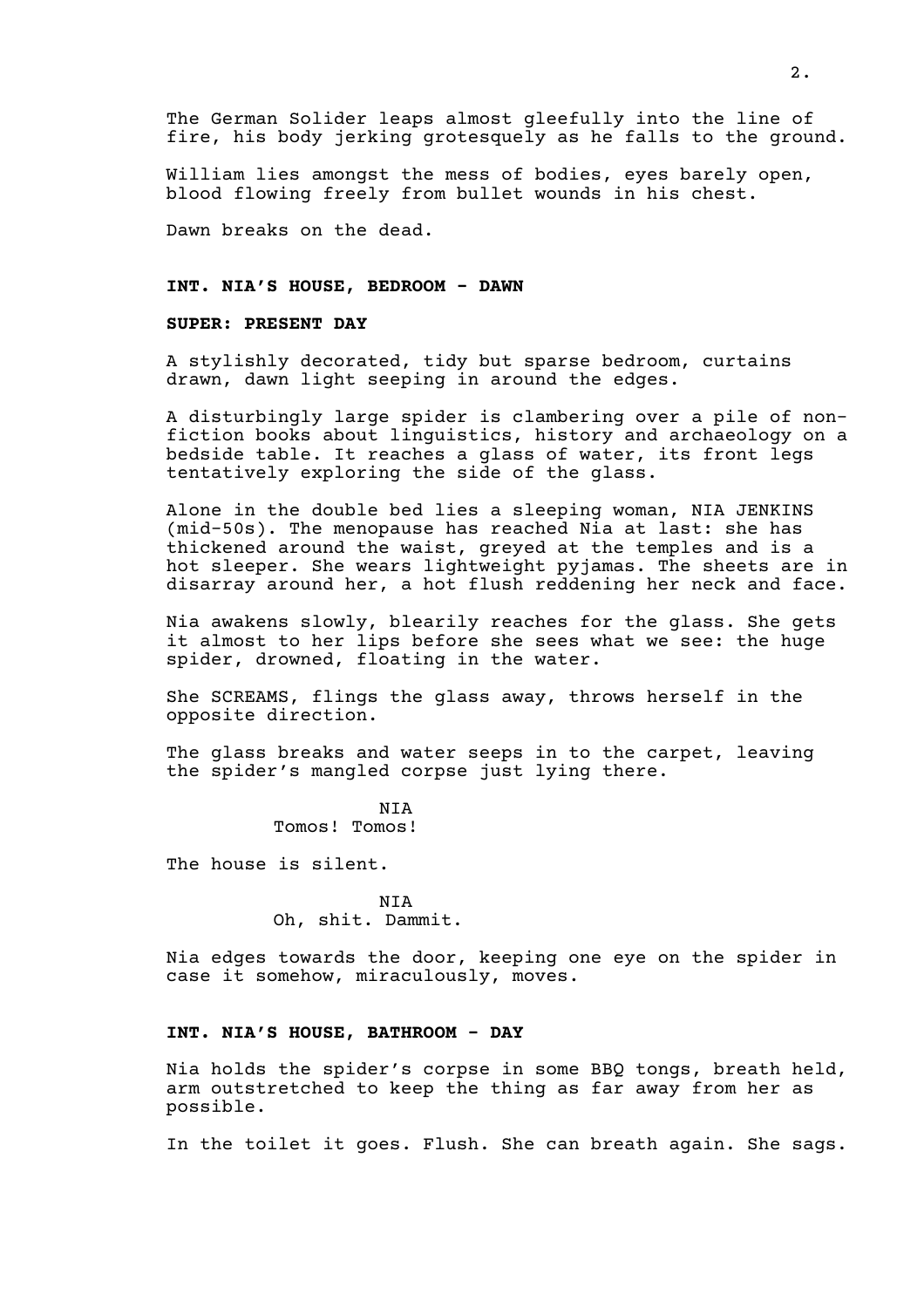The German Solider leaps almost gleefully into the line of fire, his body jerking grotesquely as he falls to the ground.

William lies amongst the mess of bodies, eyes barely open, blood flowing freely from bullet wounds in his chest.

Dawn breaks on the dead.

**INT. NIA'S HOUSE, BEDROOM - DAWN**

**SUPER: PRESENT DAY**

A stylishly decorated, tidy but sparse bedroom, curtains drawn, dawn light seeping in around the edges.

A disturbingly large spider is clambering over a pile of non-fiction books about linguistics, history and archaeology on a bedside table. It reaches a glass of water, its front legs tentatively exploring the side of the glass.

Alone in the double bed lies a sleeping woman, NIA JENKINS (mid-50s). The menopause has reached Nia at last: she has thickened around the waist, greyed at the temples and is a hot sleeper. She wears lightweight pyjamas. The sheets are in disarray around her, a hot flush reddening her neck and face.

Nia awakens slowly, blearily reaches for the glass. She gets it almost to her lips before she sees what we see: the huge spider, drowned, floating in the water.

She SCREAMS, flings the glass away, throws herself in the opposite direction.

The glass breaks and water seeps in to the carpet, leaving the spider's mangled corpse just lying there.

NIA
Tomos! Tomos!

The house is silent.

NIA
Oh, shit. Dammit.

Nia edges towards the door, keeping one eye on the spider in case it somehow, miraculously, moves.

**INT. NIA'S HOUSE, BATHROOM - DAY**

Nia holds the spider's corpse in some BBQ tongs, breath held, arm outstretched to keep the thing as far away from her as possible.

In the toilet it goes. Flush. She can breath again. She sags.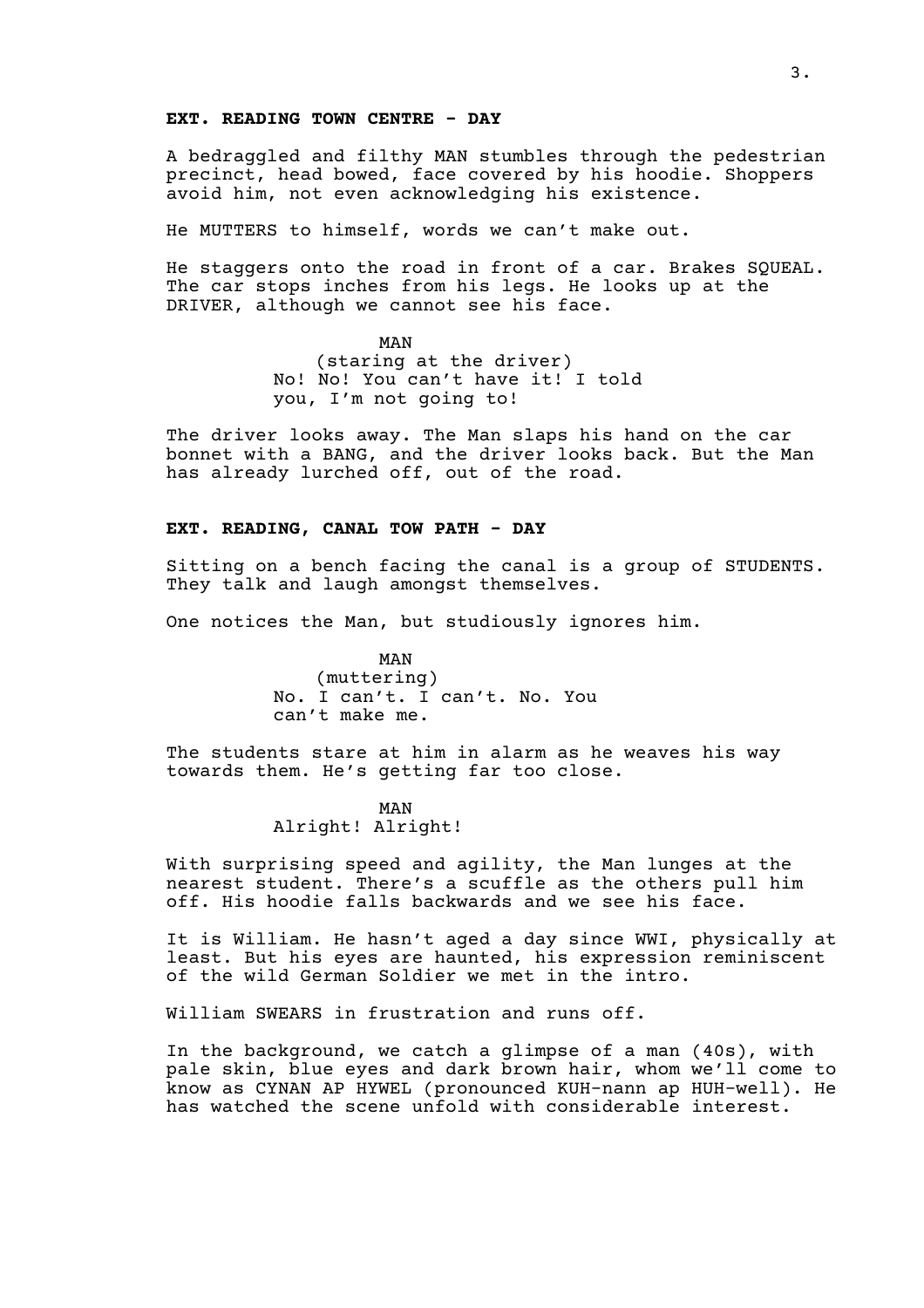**EXT. READING TOWN CENTRE - DAY**

A bedraggled and filthy MAN stumbles through the pedestrian precinct, head bowed, face covered by his hoodie. Shoppers avoid him, not even acknowledging his existence.

He MUTTERS to himself, words we can't make out.

He staggers onto the road in front of a car. Brakes SQUEAL. The car stops inches from his legs. He looks up at the DRIVER, although we cannot see his face.

MAN
(staring at the driver)
No! No! You can't have it! I told you, I'm not going to!

The driver looks away. The Man slaps his hand on the car bonnet with a BANG, and the driver looks back. But the Man has already lurched off, out of the road.

**EXT. READING, CANAL TOW PATH - DAY**

Sitting on a bench facing the canal is a group of STUDENTS. They talk and laugh amongst themselves.

One notices the Man, but studiously ignores him.

MAN
(muttering)
No. I can't. I can't. No. You can't make me.

The students stare at him in alarm as he weaves his way towards them. He's getting far too close.

MAN
Alright! Alright!

With surprising speed and agility, the Man lunges at the nearest student. There's a scuffle as the others pull him off. His hoodie falls backwards and we see his face.

It is William. He hasn't aged a day since WWI, physically at least. But his eyes are haunted, his expression reminiscent of the wild German Soldier we met in the intro.

William SWEARS in frustration and runs off.

In the background, we catch a glimpse of a man (40s), with pale skin, blue eyes and dark brown hair, whom we'll come to know as CYNAN AP HYWEL (pronounced KUH-nann ap HUH-well). He has watched the scene unfold with considerable interest.